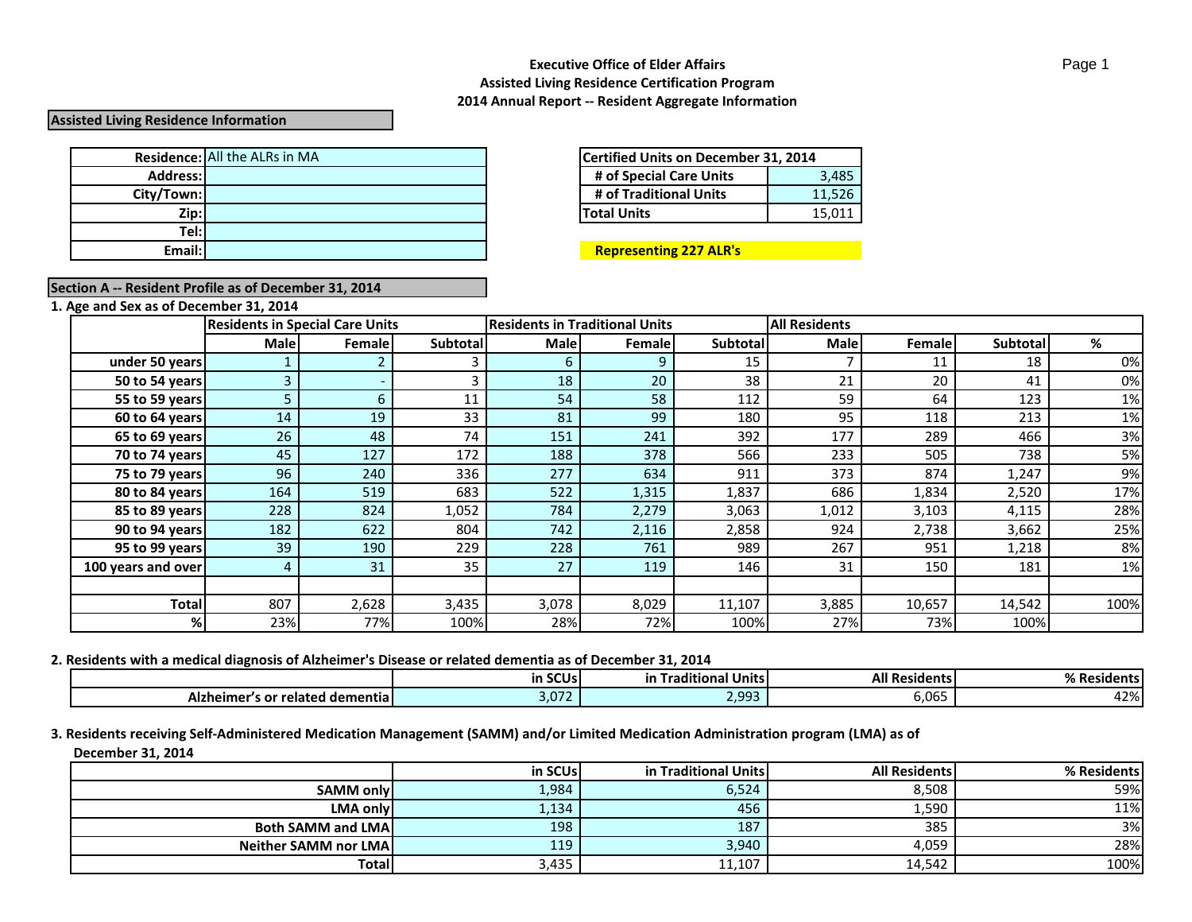# Executive Office of Elder Affairs
## Assisted Living Residence Certification Program
## 2014 Annual Report -- Resident Aggregate Information

**Assisted Living Residence Information**

| | |
|---|---|
| **Residence:** | All the ALRs in MA |
| **Address:** | |
| **City/Town:** | |
| **Zip:** | |
| **Tel:** | |
| **Email:** | |

| **Certified Units on December 31, 2014** | |
|---|---|
| **# of Special Care Units** | 3,485 |
| **# of Traditional Units** | 11,526 |
| **Total Units** | 15,011 |

**Representing 227 ALR's**

**Section A -- Resident Profile as of December 31, 2014**

**1. Age and Sex as of December 31, 2014**

| | Residents in Special Care Units | | | Residents in Traditional Units | | | All Residents | | | |
|---|---|---|---|---|---|---|---|---|---|---|
| | **Male** | **Female** | **Subtotal** | **Male** | **Female** | **Subtotal** | **Male** | **Female** | **Subtotal** | **%** |
| **under 50 years** | 1 | 2 | 3 | 6 | 9 | 15 | 7 | 11 | 18 | 0% |
| **50 to 54 years** | 3 | - | 3 | 18 | 20 | 38 | 21 | 20 | 41 | 0% |
| **55 to 59 years** | 5 | 6 | 11 | 54 | 58 | 112 | 59 | 64 | 123 | 1% |
| **60 to 64 years** | 14 | 19 | 33 | 81 | 99 | 180 | 95 | 118 | 213 | 1% |
| **65 to 69 years** | 26 | 48 | 74 | 151 | 241 | 392 | 177 | 289 | 466 | 3% |
| **70 to 74 years** | 45 | 127 | 172 | 188 | 378 | 566 | 233 | 505 | 738 | 5% |
| **75 to 79 years** | 96 | 240 | 336 | 277 | 634 | 911 | 373 | 874 | 1,247 | 9% |
| **80 to 84 years** | 164 | 519 | 683 | 522 | 1,315 | 1,837 | 686 | 1,834 | 2,520 | 17% |
| **85 to 89 years** | 228 | 824 | 1,052 | 784 | 2,279 | 3,063 | 1,012 | 3,103 | 4,115 | 28% |
| **90 to 94 years** | 182 | 622 | 804 | 742 | 2,116 | 2,858 | 924 | 2,738 | 3,662 | 25% |
| **95 to 99 years** | 39 | 190 | 229 | 228 | 761 | 989 | 267 | 951 | 1,218 | 8% |
| **100 years and over** | 4 | 31 | 35 | 27 | 119 | 146 | 31 | 150 | 181 | 1% |
| | | | | | | | | | | |
| **Total** | 807 | 2,628 | 3,435 | 3,078 | 8,029 | 11,107 | 3,885 | 10,657 | 14,542 | 100% |
| **%** | 23% | 77% | 100% | 28% | 72% | 100% | 27% | 73% | 100% | |

**2. Residents with a medical diagnosis of Alzheimer's Disease or related dementia as of December 31, 2014**

| | **in SCUs** | **in Traditional Units** | **All Residents** | **% Residents** |
|---|---|---|---|---|
| **Alzheimer's or related dementia** | 3,072 | 2,993 | 6,065 | 42% |

**3. Residents receiving Self-Administered Medication Management (SAMM) and/or Limited Medication Administration program (LMA) as of December 31, 2014**

| | **in SCUs** | **in Traditional Units** | **All Residents** | **% Residents** |
|---|---|---|---|---|
| **SAMM only** | 1,984 | 6,524 | 8,508 | 59% |
| **LMA only** | 1,134 | 456 | 1,590 | 11% |
| **Both SAMM and LMA** | 198 | 187 | 385 | 3% |
| **Neither SAMM nor LMA** | 119 | 3,940 | 4,059 | 28% |
| **Total** | 3,435 | 11,107 | 14,542 | 100% |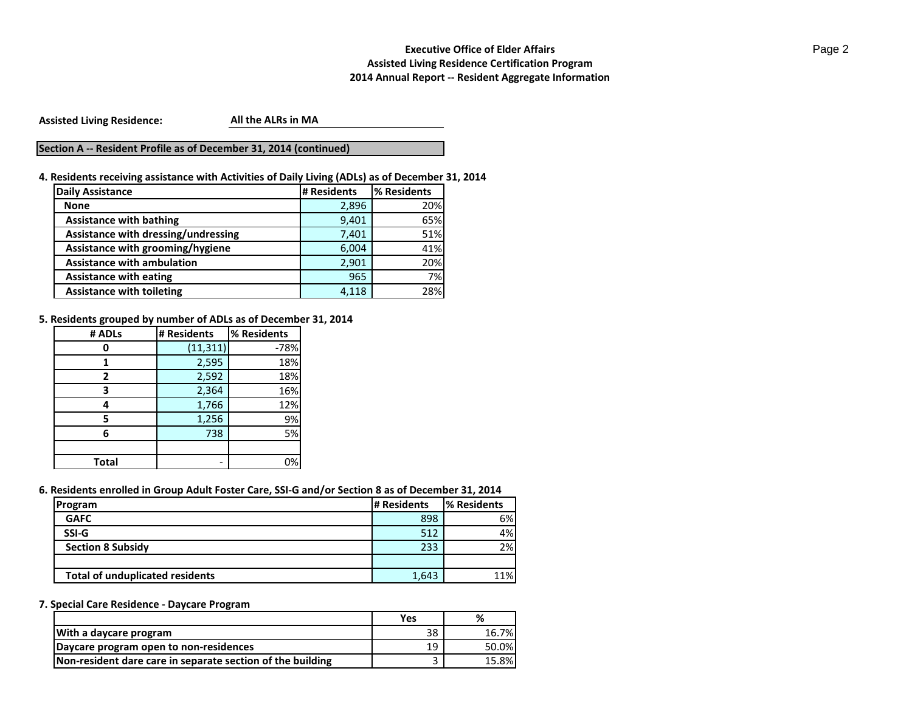**Executive Office of Elder Affairs**
**Assisted Living Residence Certification Program**
**2014 Annual Report -- Resident Aggregate Information**

**Assisted Living Residence:** **All the ALRs in MA**

## Section A -- Resident Profile as of December 31, 2014 (continued)

### 4. Residents receiving assistance with Activities of Daily Living (ADLs) as of December 31, 2014

| Daily Assistance | # Residents | % Residents |
|---|---|---|
| None | 2,896 | 20% |
| Assistance with bathing | 9,401 | 65% |
| Assistance with dressing/undressing | 7,401 | 51% |
| Assistance with grooming/hygiene | 6,004 | 41% |
| Assistance with ambulation | 2,901 | 20% |
| Assistance with eating | 965 | 7% |
| Assistance with toileting | 4,118 | 28% |

### 5. Residents grouped by number of ADLs as of December 31, 2014

| # ADLs | # Residents | % Residents |
|---|---|---|
| 0 | (11,311) | -78% |
| 1 | 2,595 | 18% |
| 2 | 2,592 | 18% |
| 3 | 2,364 | 16% |
| 4 | 1,766 | 12% |
| 5 | 1,256 | 9% |
| 6 | 738 | 5% |
| | | |
| Total | - | 0% |

### 6. Residents enrolled in Group Adult Foster Care, SSI-G and/or Section 8 as of December 31, 2014

| Program | # Residents | % Residents |
|---|---|---|
| GAFC | 898 | 6% |
| SSI-G | 512 | 4% |
| Section 8 Subsidy | 233 | 2% |
| | | |
| Total of unduplicated residents | 1,643 | 11% |

### 7. Special Care Residence - Daycare Program

| | Yes | % |
|---|---|---|
| With a daycare program | 38 | 16.7% |
| Daycare program open to non-residences | 19 | 50.0% |
| Non-resident dare care in separate section of the building | 3 | 15.8% |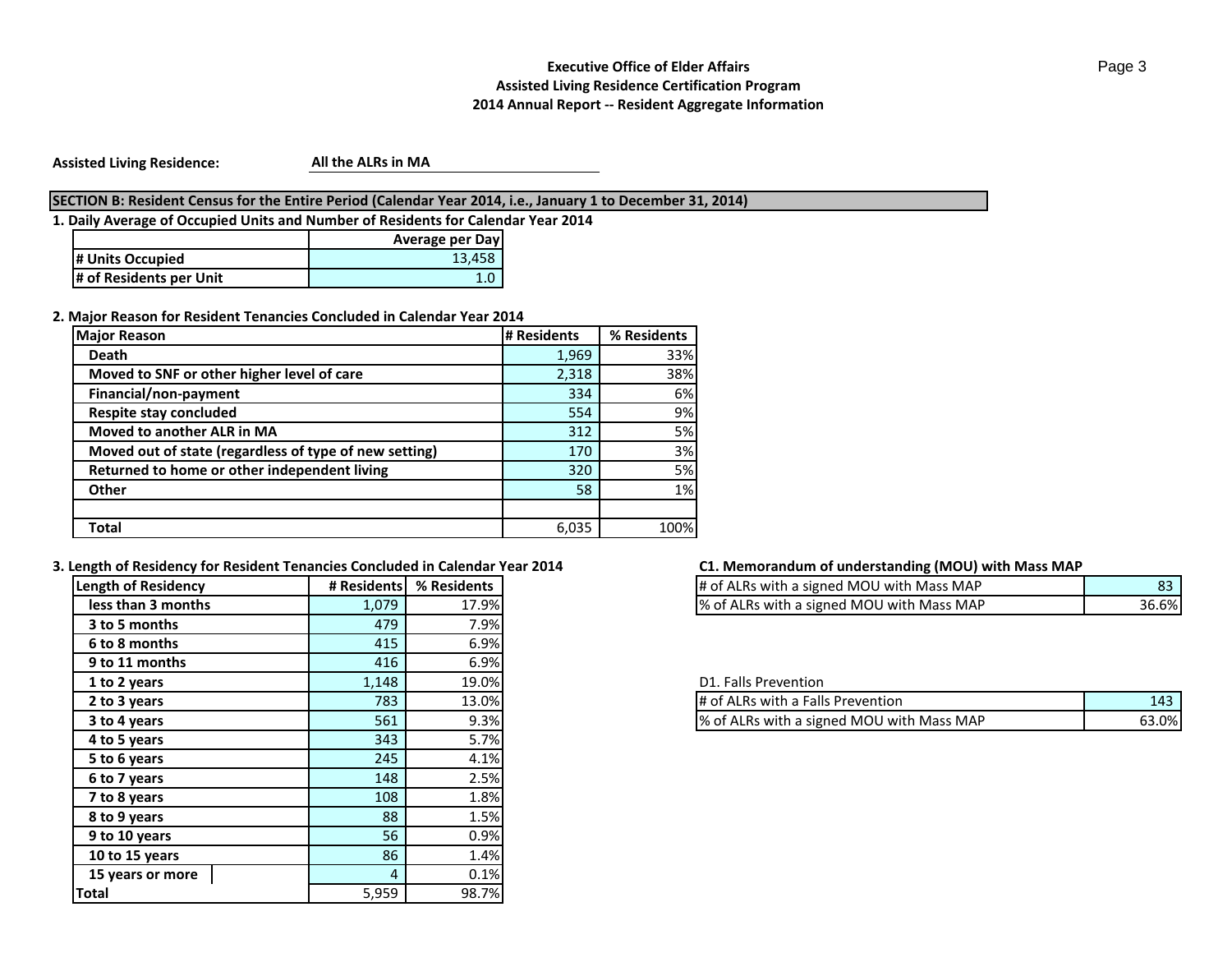**Executive Office of Elder Affairs**
**Assisted Living Residence Certification Program**
**2014 Annual Report -- Resident Aggregate Information**

**Assisted Living Residence:** All the ALRs in MA

## SECTION B: Resident Census for the Entire Period (Calendar Year 2014, i.e., January 1 to December 31, 2014)

### 1. Daily Average of Occupied Units and Number of Residents for Calendar Year 2014

| | Average per Day |
|---|---|
| # Units Occupied | 13,458 |
| # of Residents per Unit | 1.0 |

### 2. Major Reason for Resident Tenancies Concluded in Calendar Year 2014

| Major Reason | # Residents | % Residents |
|---|---|---|
| Death | 1,969 | 33% |
| Moved to SNF or other higher level of care | 2,318 | 38% |
| Financial/non-payment | 334 | 6% |
| Respite stay concluded | 554 | 9% |
| Moved to another ALR in MA | 312 | 5% |
| Moved out of state (regardless of type of new setting) | 170 | 3% |
| Returned to home or other independent living | 320 | 5% |
| Other | 58 | 1% |
| | | |
| Total | 6,035 | 100% |

### 3. Length of Residency for Resident Tenancies Concluded in Calendar Year 2014

| Length of Residency | # Residents | % Residents |
|---|---|---|
| less than 3 months | 1,079 | 17.9% |
| 3 to 5 months | 479 | 7.9% |
| 6 to 8 months | 415 | 6.9% |
| 9 to 11 months | 416 | 6.9% |
| 1 to 2 years | 1,148 | 19.0% |
| 2 to 3 years | 783 | 13.0% |
| 3 to 4 years | 561 | 9.3% |
| 4 to 5 years | 343 | 5.7% |
| 5 to 6 years | 245 | 4.1% |
| 6 to 7 years | 148 | 2.5% |
| 7 to 8 years | 108 | 1.8% |
| 8 to 9 years | 88 | 1.5% |
| 9 to 10 years | 56 | 0.9% |
| 10 to 15 years | 86 | 1.4% |
| 15 years or more | 4 | 0.1% |
| Total | 5,959 | 98.7% |

### C1. Memorandum of understanding (MOU) with Mass MAP

| | |
|---|---|
| # of ALRs with a signed MOU with Mass MAP | 83 |
| % of ALRs with a signed MOU with Mass MAP | 36.6% |

D1. Falls Prevention

| | |
|---|---|
| # of ALRs with a Falls Prevention | 143 |
| % of ALRs with a signed MOU with Mass MAP | 63.0% |